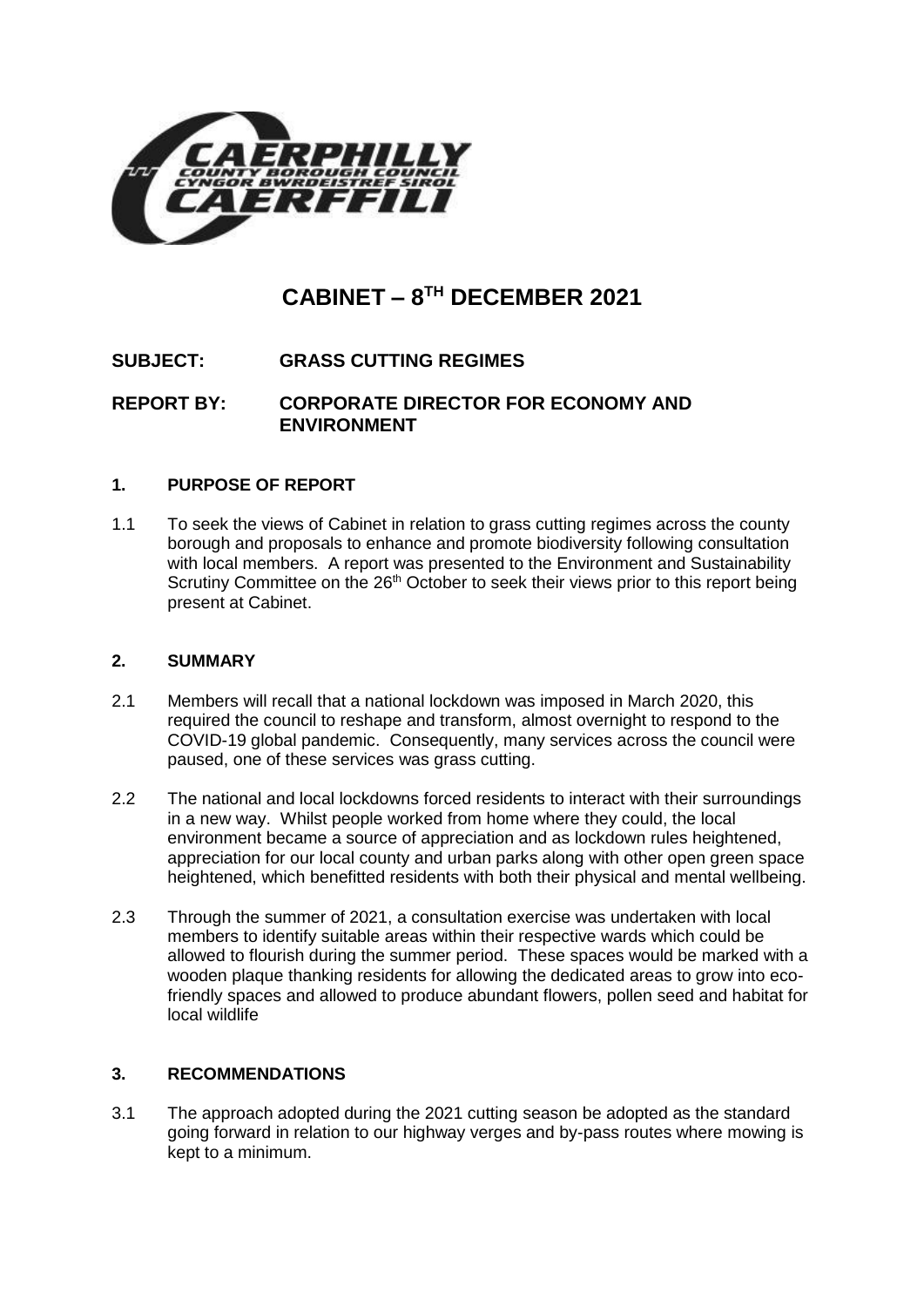# CABINET – 8TH DECEMBER 2021

**SUBJECT: GRASS CUTTING REGIMES**

**REPORT BY: CORPORATE DIRECTOR FOR ECONOMY AND ENVIRONMENT**

## 1. PURPOSE OF REPORT

1.1 To seek the views of Cabinet in relation to grass cutting regimes across the county borough and proposals to enhance and promote biodiversity following consultation with local members. A report was presented to the Environment and Sustainability Scrutiny Committee on the 26th October to seek their views prior to this report being present at Cabinet.

## 2. SUMMARY

2.1 Members will recall that a national lockdown was imposed in March 2020, this required the council to reshape and transform, almost overnight to respond to the COVID-19 global pandemic. Consequently, many services across the council were paused, one of these services was grass cutting.

2.2 The national and local lockdowns forced residents to interact with their surroundings in a new way. Whilst people worked from home where they could, the local environment became a source of appreciation and as lockdown rules heightened, appreciation for our local county and urban parks along with other open green space heightened, which benefitted residents with both their physical and mental wellbeing.

2.3 Through the summer of 2021, a consultation exercise was undertaken with local members to identify suitable areas within their respective wards which could be allowed to flourish during the summer period. These spaces would be marked with a wooden plaque thanking residents for allowing the dedicated areas to grow into eco-friendly spaces and allowed to produce abundant flowers, pollen seed and habitat for local wildlife

## 3. RECOMMENDATIONS

3.1 The approach adopted during the 2021 cutting season be adopted as the standard going forward in relation to our highway verges and by-pass routes where mowing is kept to a minimum.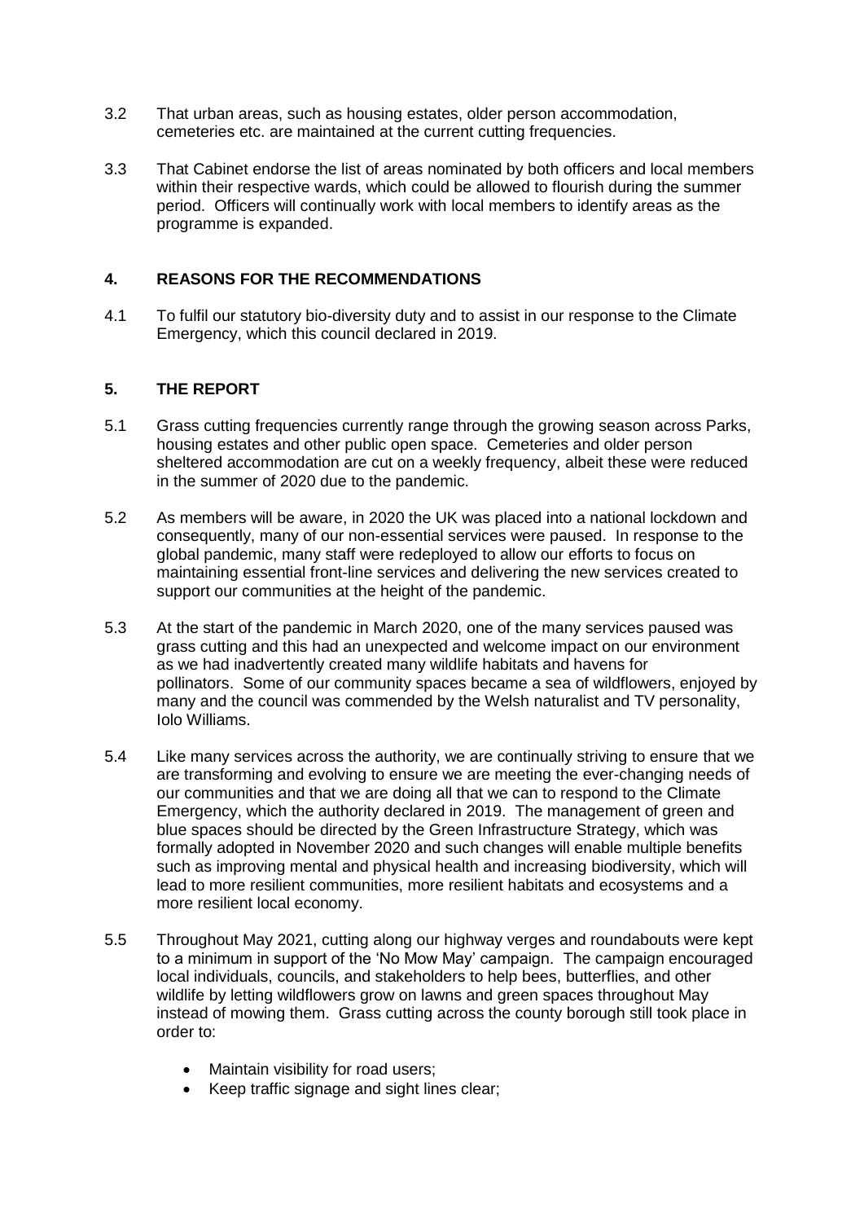3.2 That urban areas, such as housing estates, older person accommodation, cemeteries etc. are maintained at the current cutting frequencies.

3.3 That Cabinet endorse the list of areas nominated by both officers and local members within their respective wards, which could be allowed to flourish during the summer period. Officers will continually work with local members to identify areas as the programme is expanded.

## 4. REASONS FOR THE RECOMMENDATIONS

4.1 To fulfil our statutory bio-diversity duty and to assist in our response to the Climate Emergency, which this council declared in 2019.

## 5. THE REPORT

5.1 Grass cutting frequencies currently range through the growing season across Parks, housing estates and other public open space. Cemeteries and older person sheltered accommodation are cut on a weekly frequency, albeit these were reduced in the summer of 2020 due to the pandemic.

5.2 As members will be aware, in 2020 the UK was placed into a national lockdown and consequently, many of our non-essential services were paused. In response to the global pandemic, many staff were redeployed to allow our efforts to focus on maintaining essential front-line services and delivering the new services created to support our communities at the height of the pandemic.

5.3 At the start of the pandemic in March 2020, one of the many services paused was grass cutting and this had an unexpected and welcome impact on our environment as we had inadvertently created many wildlife habitats and havens for pollinators. Some of our community spaces became a sea of wildflowers, enjoyed by many and the council was commended by the Welsh naturalist and TV personality, Iolo Williams.

5.4 Like many services across the authority, we are continually striving to ensure that we are transforming and evolving to ensure we are meeting the ever-changing needs of our communities and that we are doing all that we can to respond to the Climate Emergency, which the authority declared in 2019. The management of green and blue spaces should be directed by the Green Infrastructure Strategy, which was formally adopted in November 2020 and such changes will enable multiple benefits such as improving mental and physical health and increasing biodiversity, which will lead to more resilient communities, more resilient habitats and ecosystems and a more resilient local economy.

5.5 Throughout May 2021, cutting along our highway verges and roundabouts were kept to a minimum in support of the 'No Mow May' campaign. The campaign encouraged local individuals, councils, and stakeholders to help bees, butterflies, and other wildlife by letting wildflowers grow on lawns and green spaces throughout May instead of mowing them. Grass cutting across the county borough still took place in order to:

- Maintain visibility for road users;
- Keep traffic signage and sight lines clear;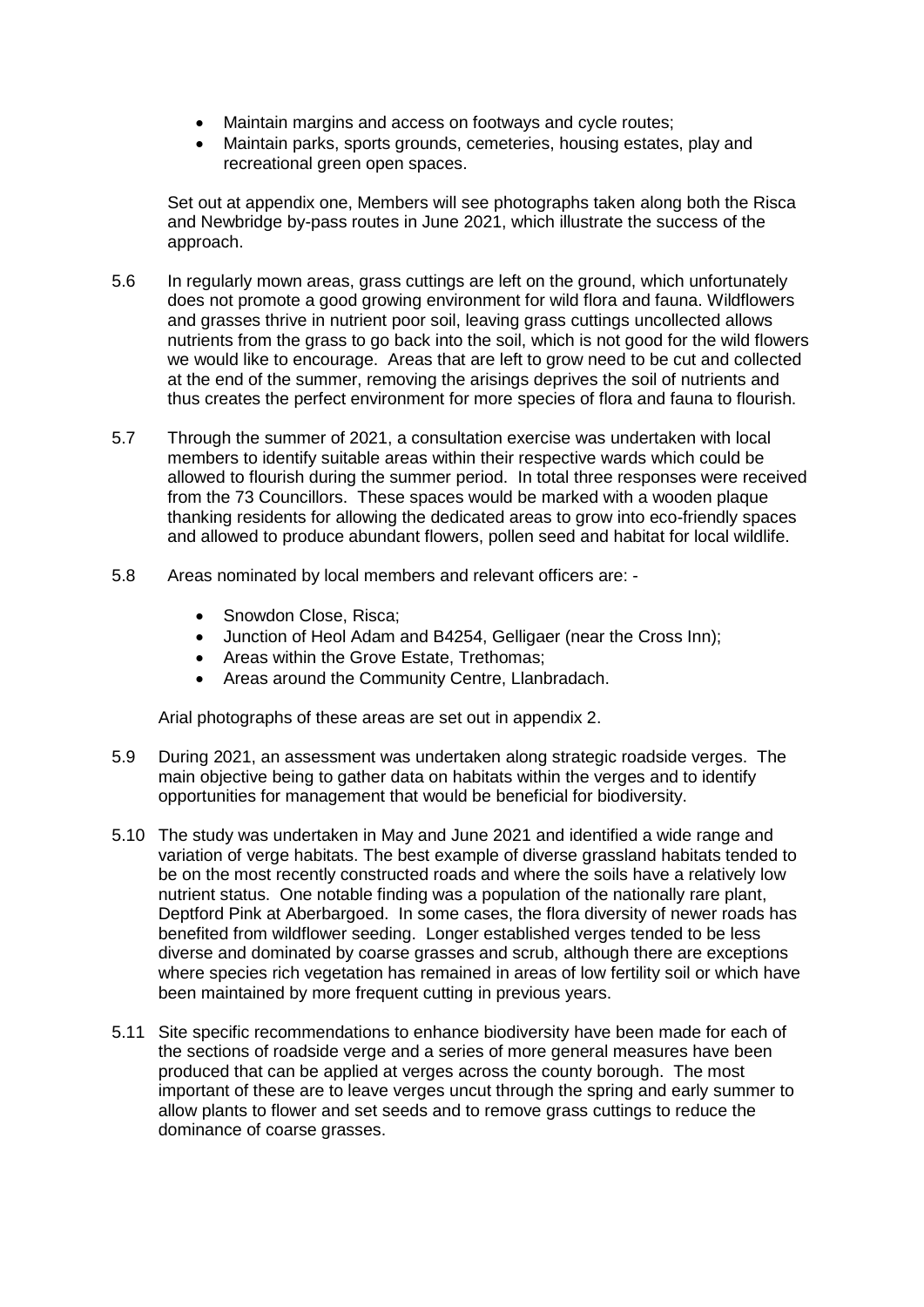- Maintain margins and access on footways and cycle routes;
- Maintain parks, sports grounds, cemeteries, housing estates, play and recreational green open spaces.

Set out at appendix one, Members will see photographs taken along both the Risca and Newbridge by-pass routes in June 2021, which illustrate the success of the approach.

5.6 In regularly mown areas, grass cuttings are left on the ground, which unfortunately does not promote a good growing environment for wild flora and fauna. Wildflowers and grasses thrive in nutrient poor soil, leaving grass cuttings uncollected allows nutrients from the grass to go back into the soil, which is not good for the wild flowers we would like to encourage. Areas that are left to grow need to be cut and collected at the end of the summer, removing the arisings deprives the soil of nutrients and thus creates the perfect environment for more species of flora and fauna to flourish.

5.7 Through the summer of 2021, a consultation exercise was undertaken with local members to identify suitable areas within their respective wards which could be allowed to flourish during the summer period. In total three responses were received from the 73 Councillors. These spaces would be marked with a wooden plaque thanking residents for allowing the dedicated areas to grow into eco-friendly spaces and allowed to produce abundant flowers, pollen seed and habitat for local wildlife.

5.8 Areas nominated by local members and relevant officers are: -

- Snowdon Close, Risca;
- Junction of Heol Adam and B4254, Gelligaer (near the Cross Inn);
- Areas within the Grove Estate, Trethomas;
- Areas around the Community Centre, Llanbradach.

Arial photographs of these areas are set out in appendix 2.

5.9 During 2021, an assessment was undertaken along strategic roadside verges. The main objective being to gather data on habitats within the verges and to identify opportunities for management that would be beneficial for biodiversity.

5.10 The study was undertaken in May and June 2021 and identified a wide range and variation of verge habitats. The best example of diverse grassland habitats tended to be on the most recently constructed roads and where the soils have a relatively low nutrient status. One notable finding was a population of the nationally rare plant, Deptford Pink at Aberbargoed. In some cases, the flora diversity of newer roads has benefited from wildflower seeding. Longer established verges tended to be less diverse and dominated by coarse grasses and scrub, although there are exceptions where species rich vegetation has remained in areas of low fertility soil or which have been maintained by more frequent cutting in previous years.

5.11 Site specific recommendations to enhance biodiversity have been made for each of the sections of roadside verge and a series of more general measures have been produced that can be applied at verges across the county borough. The most important of these are to leave verges uncut through the spring and early summer to allow plants to flower and set seeds and to remove grass cuttings to reduce the dominance of coarse grasses.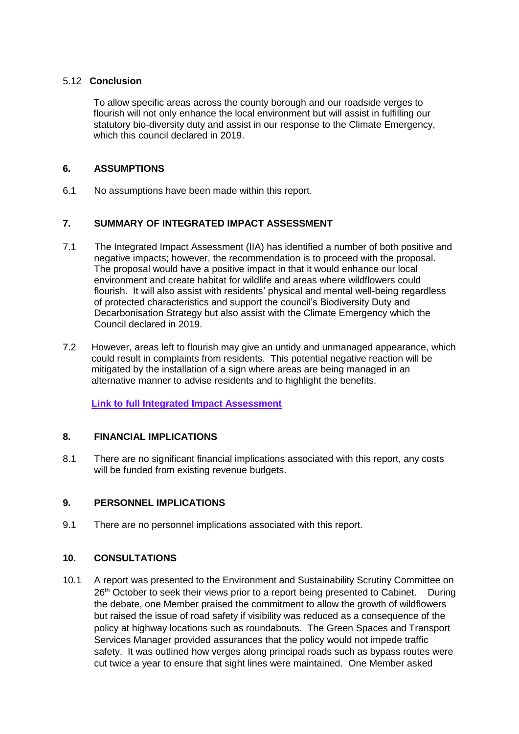5.12 **Conclusion**

To allow specific areas across the county borough and our roadside verges to flourish will not only enhance the local environment but will assist in fulfilling our statutory bio-diversity duty and assist in our response to the Climate Emergency, which this council declared in 2019.

## 6. ASSUMPTIONS

6.1 No assumptions have been made within this report.

## 7. SUMMARY OF INTEGRATED IMPACT ASSESSMENT

7.1 The Integrated Impact Assessment (IIA) has identified a number of both positive and negative impacts; however, the recommendation is to proceed with the proposal. The proposal would have a positive impact in that it would enhance our local environment and create habitat for wildlife and areas where wildflowers could flourish. It will also assist with residents' physical and mental well-being regardless of protected characteristics and support the council's Biodiversity Duty and Decarbonisation Strategy but also assist with the Climate Emergency which the Council declared in 2019.

7.2 However, areas left to flourish may give an untidy and unmanaged appearance, which could result in complaints from residents. This potential negative reaction will be mitigated by the installation of a sign where areas are being managed in an alternative manner to advise residents and to highlight the benefits.

**Link to full Integrated Impact Assessment**

## 8. FINANCIAL IMPLICATIONS

8.1 There are no significant financial implications associated with this report, any costs will be funded from existing revenue budgets.

## 9. PERSONNEL IMPLICATIONS

9.1 There are no personnel implications associated with this report.

## 10. CONSULTATIONS

10.1 A report was presented to the Environment and Sustainability Scrutiny Committee on 26th October to seek their views prior to a report being presented to Cabinet. During the debate, one Member praised the commitment to allow the growth of wildflowers but raised the issue of road safety if visibility was reduced as a consequence of the policy at highway locations such as roundabouts. The Green Spaces and Transport Services Manager provided assurances that the policy would not impede traffic safety. It was outlined how verges along principal roads such as bypass routes were cut twice a year to ensure that sight lines were maintained. One Member asked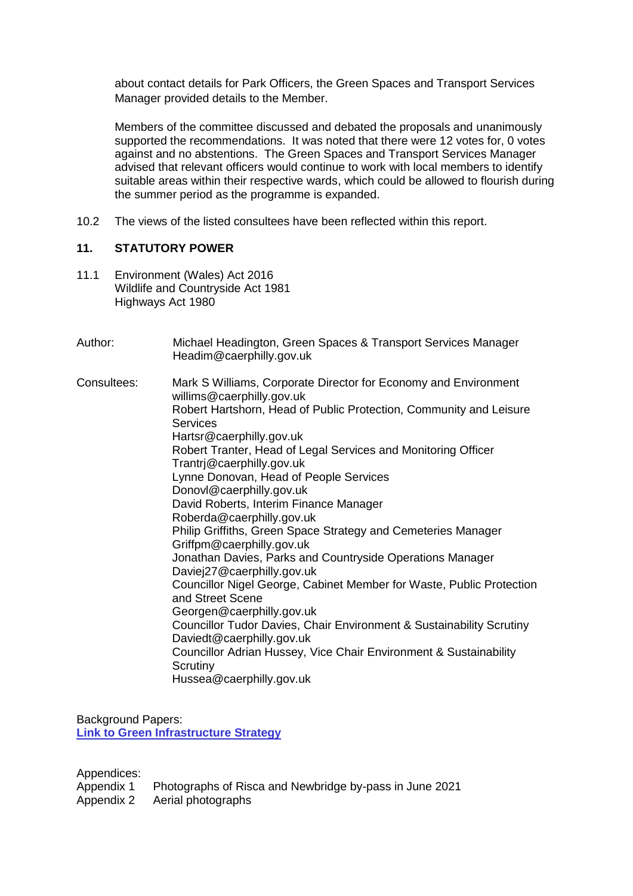about contact details for Park Officers, the Green Spaces and Transport Services Manager provided details to the Member.

Members of the committee discussed and debated the proposals and unanimously supported the recommendations. It was noted that there were 12 votes for, 0 votes against and no abstentions. The Green Spaces and Transport Services Manager advised that relevant officers would continue to work with local members to identify suitable areas within their respective wards, which could be allowed to flourish during the summer period as the programme is expanded.

10.2 The views of the listed consultees have been reflected within this report.

## 11. STATUTORY POWER

11.1 Environment (Wales) Act 2016
Wildlife and Countryside Act 1981
Highways Act 1980

Author: Michael Headington, Green Spaces & Transport Services Manager
Headim@caerphilly.gov.uk

Consultees: Mark S Williams, Corporate Director for Economy and Environment
willims@caerphilly.gov.uk
Robert Hartshorn, Head of Public Protection, Community and Leisure Services
Hartsr@caerphilly.gov.uk
Robert Tranter, Head of Legal Services and Monitoring Officer
Trantrj@caerphilly.gov.uk
Lynne Donovan, Head of People Services
Donovl@caerphilly.gov.uk
David Roberts, Interim Finance Manager
Roberda@caerphilly.gov.uk
Philip Griffiths, Green Space Strategy and Cemeteries Manager
Griffpm@caerphilly.gov.uk
Jonathan Davies, Parks and Countryside Operations Manager
Daviej27@caerphilly.gov.uk
Councillor Nigel George, Cabinet Member for Waste, Public Protection and Street Scene
Georgen@caerphilly.gov.uk
Councillor Tudor Davies, Chair Environment & Sustainability Scrutiny
Daviedt@caerphilly.gov.uk
Councillor Adrian Hussey, Vice Chair Environment & Sustainability Scrutiny
Hussea@caerphilly.gov.uk

Background Papers:
**Link to Green Infrastructure Strategy**

Appendices:
Appendix 1 Photographs of Risca and Newbridge by-pass in June 2021
Appendix 2 Aerial photographs